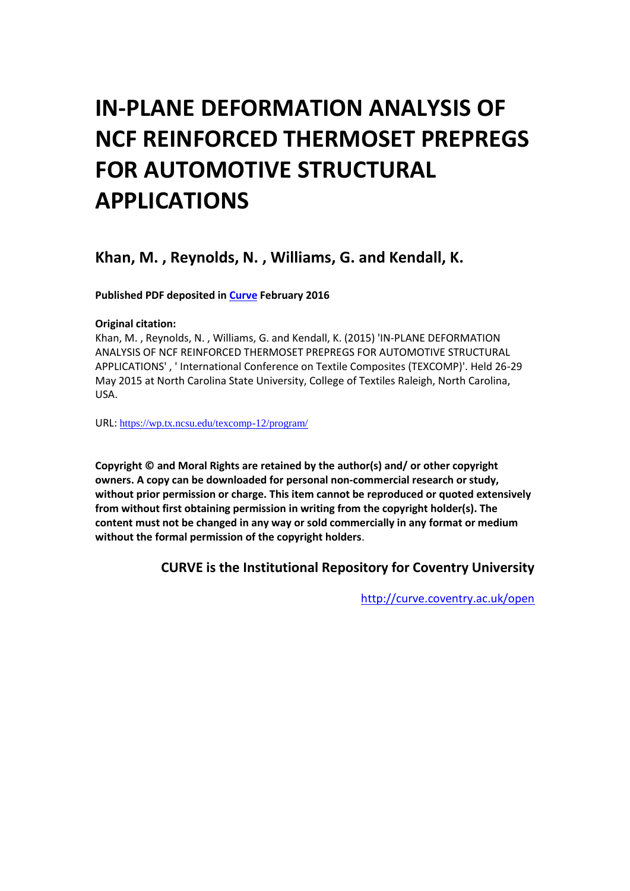# IN-PLANE DEFORMATION ANALYSIS OF NCF REINFORCED THERMOSET PREPREGS FOR AUTOMOTIVE STRUCTURAL APPLICATIONS

## Khan, M. , Reynolds, N. , Williams, G. and Kendall, K.

**Published PDF deposited in [Curve](http://curve.coventry.ac.uk/open) February 2016**

**Original citation:**

Khan, M. , Reynolds, N. , Williams, G. and Kendall, K. (2015) 'IN-PLANE DEFORMATION ANALYSIS OF NCF REINFORCED THERMOSET PREPREGS FOR AUTOMOTIVE STRUCTURAL APPLICATIONS' , ' International Conference on Textile Composites (TEXCOMP)'. Held 26-29 May 2015 at North Carolina State University, College of Textiles Raleigh, North Carolina, USA.

URL: https://wp.tx.ncsu.edu/texcomp-12/program/

**Copyright © and Moral Rights are retained by the author(s) and/ or other copyright owners. A copy can be downloaded for personal non-commercial research or study, without prior permission or charge. This item cannot be reproduced or quoted extensively from without first obtaining permission in writing from the copyright holder(s). The content must not be changed in any way or sold commercially in any format or medium without the formal permission of the copyright holders**.

**CURVE is the Institutional Repository for Coventry University**

http://curve.coventry.ac.uk/open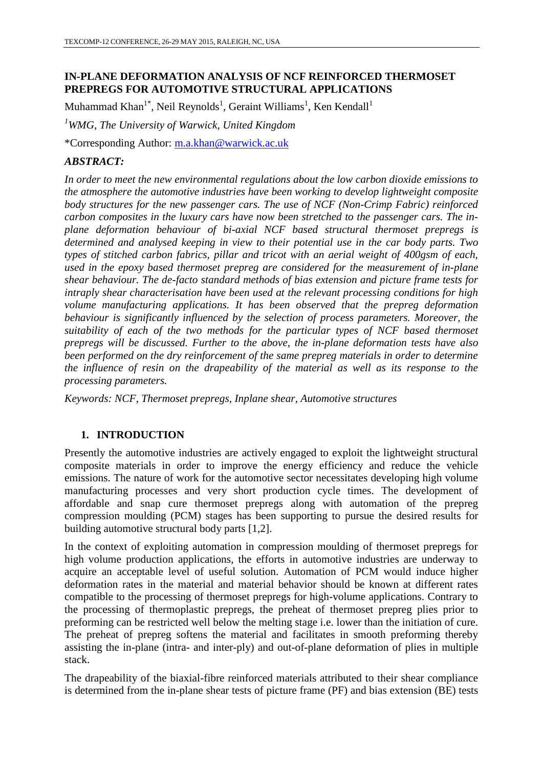# IN-PLANE DEFORMATION ANALYSIS OF NCF REINFORCED THERMOSET PREPREGS FOR AUTOMOTIVE STRUCTURAL APPLICATIONS

Muhammad Khan[1*], Neil Reynolds[1], Geraint Williams[1], Ken Kendall[1]

*[1]WMG, The University of Warwick, United Kingdom*

*Corresponding Author: m.a.khan@warwick.ac.uk

### *ABSTRACT:*

*In order to meet the new environmental regulations about the low carbon dioxide emissions to the atmosphere the automotive industries have been working to develop lightweight composite body structures for the new passenger cars. The use of NCF (Non-Crimp Fabric) reinforced carbon composites in the luxury cars have now been stretched to the passenger cars. The in-plane deformation behaviour of bi-axial NCF based structural thermoset prepregs is determined and analysed keeping in view to their potential use in the car body parts. Two types of stitched carbon fabrics, pillar and tricot with an aerial weight of 400gsm of each, used in the epoxy based thermoset prepreg are considered for the measurement of in-plane shear behaviour. The de-facto standard methods of bias extension and picture frame tests for intraply shear characterisation have been used at the relevant processing conditions for high volume manufacturing applications. It has been observed that the prepreg deformation behaviour is significantly influenced by the selection of process parameters. Moreover, the suitability of each of the two methods for the particular types of NCF based thermoset prepregs will be discussed. Further to the above, the in-plane deformation tests have also been performed on the dry reinforcement of the same prepreg materials in order to determine the influence of resin on the drapeability of the material as well as its response to the processing parameters.*

*Keywords: NCF, Thermoset prepregs, Inplane shear, Automotive structures*

## 1. INTRODUCTION

Presently the automotive industries are actively engaged to exploit the lightweight structural composite materials in order to improve the energy efficiency and reduce the vehicle emissions. The nature of work for the automotive sector necessitates developing high volume manufacturing processes and very short production cycle times. The development of affordable and snap cure thermoset prepregs along with automation of the prepreg compression moulding (PCM) stages has been supporting to pursue the desired results for building automotive structural body parts [1,2].

In the context of exploiting automation in compression moulding of thermoset prepregs for high volume production applications, the efforts in automotive industries are underway to acquire an acceptable level of useful solution. Automation of PCM would induce higher deformation rates in the material and material behavior should be known at different rates compatible to the processing of thermoset prepregs for high-volume applications. Contrary to the processing of thermoplastic prepregs, the preheat of thermoset prepreg plies prior to preforming can be restricted well below the melting stage i.e. lower than the initiation of cure. The preheat of prepreg softens the material and facilitates in smooth preforming thereby assisting the in-plane (intra- and inter-ply) and out-of-plane deformation of plies in multiple stack.

The drapeability of the biaxial-fibre reinforced materials attributed to their shear compliance is determined from the in-plane shear tests of picture frame (PF) and bias extension (BE) tests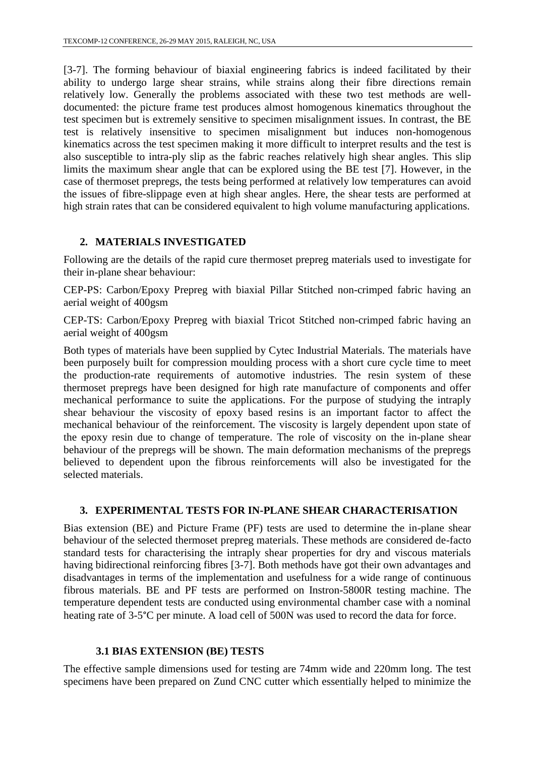[3-7]. The forming behaviour of biaxial engineering fabrics is indeed facilitated by their ability to undergo large shear strains, while strains along their fibre directions remain relatively low. Generally the problems associated with these two test methods are well-documented: the picture frame test produces almost homogenous kinematics throughout the test specimen but is extremely sensitive to specimen misalignment issues. In contrast, the BE test is relatively insensitive to specimen misalignment but induces non-homogenous kinematics across the test specimen making it more difficult to interpret results and the test is also susceptible to intra-ply slip as the fabric reaches relatively high shear angles. This slip limits the maximum shear angle that can be explored using the BE test [7]. However, in the case of thermoset prepregs, the tests being performed at relatively low temperatures can avoid the issues of fibre-slippage even at high shear angles. Here, the shear tests are performed at high strain rates that can be considered equivalent to high volume manufacturing applications.

## 2. MATERIALS INVESTIGATED

Following are the details of the rapid cure thermoset prepreg materials used to investigate for their in-plane shear behaviour:

CEP-PS: Carbon/Epoxy Prepreg with biaxial Pillar Stitched non-crimped fabric having an aerial weight of 400gsm

CEP-TS: Carbon/Epoxy Prepreg with biaxial Tricot Stitched non-crimped fabric having an aerial weight of 400gsm

Both types of materials have been supplied by Cytec Industrial Materials. The materials have been purposely built for compression moulding process with a short cure cycle time to meet the production-rate requirements of automotive industries. The resin system of these thermoset prepregs have been designed for high rate manufacture of components and offer mechanical performance to suite the applications. For the purpose of studying the intraply shear behaviour the viscosity of epoxy based resins is an important factor to affect the mechanical behaviour of the reinforcement. The viscosity is largely dependent upon state of the epoxy resin due to change of temperature. The role of viscosity on the in-plane shear behaviour of the prepregs will be shown. The main deformation mechanisms of the prepregs believed to dependent upon the fibrous reinforcements will also be investigated for the selected materials.

## 3. EXPERIMENTAL TESTS FOR IN-PLANE SHEAR CHARACTERISATION

Bias extension (BE) and Picture Frame (PF) tests are used to determine the in-plane shear behaviour of the selected thermoset prepreg materials. These methods are considered de-facto standard tests for characterising the intraply shear properties for dry and viscous materials having bidirectional reinforcing fibres [3-7]. Both methods have got their own advantages and disadvantages in terms of the implementation and usefulness for a wide range of continuous fibrous materials. BE and PF tests are performed on Instron-5800R testing machine. The temperature dependent tests are conducted using environmental chamber case with a nominal heating rate of 3-5°C per minute. A load cell of 500N was used to record the data for force.

### 3.1 BIAS EXTENSION (BE) TESTS

The effective sample dimensions used for testing are 74mm wide and 220mm long. The test specimens have been prepared on Zund CNC cutter which essentially helped to minimize the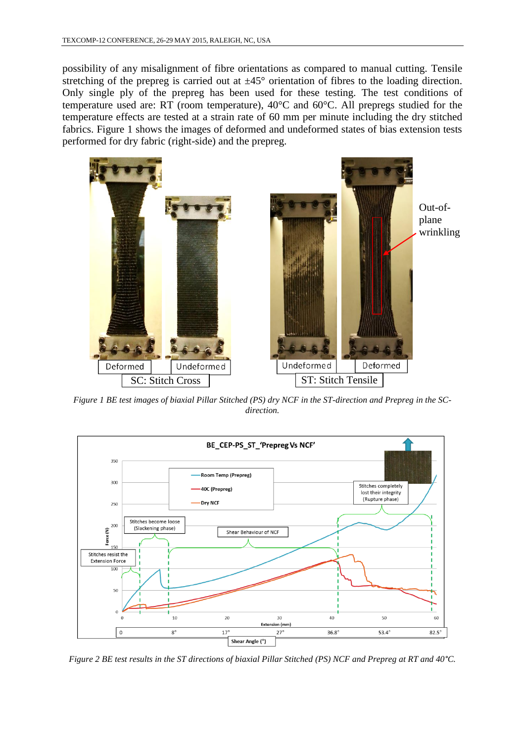possibility of any misalignment of fibre orientations as compared to manual cutting. Tensile stretching of the prepreg is carried out at ±45° orientation of fibres to the loading direction. Only single ply of the prepreg has been used for these testing. The test conditions of temperature used are: RT (room temperature), 40°C and 60°C. All prepregs studied for the temperature effects are tested at a strain rate of 60 mm per minute including the dry stitched fabrics. Figure 1 shows the images of deformed and undeformed states of bias extension tests performed for dry fabric (right-side) and the prepreg.

*Figure 1 BE test images of biaxial Pillar Stitched (PS) dry NCF in the ST-direction and Prepreg in the SC-direction.*

*Figure 2 BE test results in the ST directions of biaxial Pillar Stitched (PS) NCF and Prepreg at RT and 40°C.*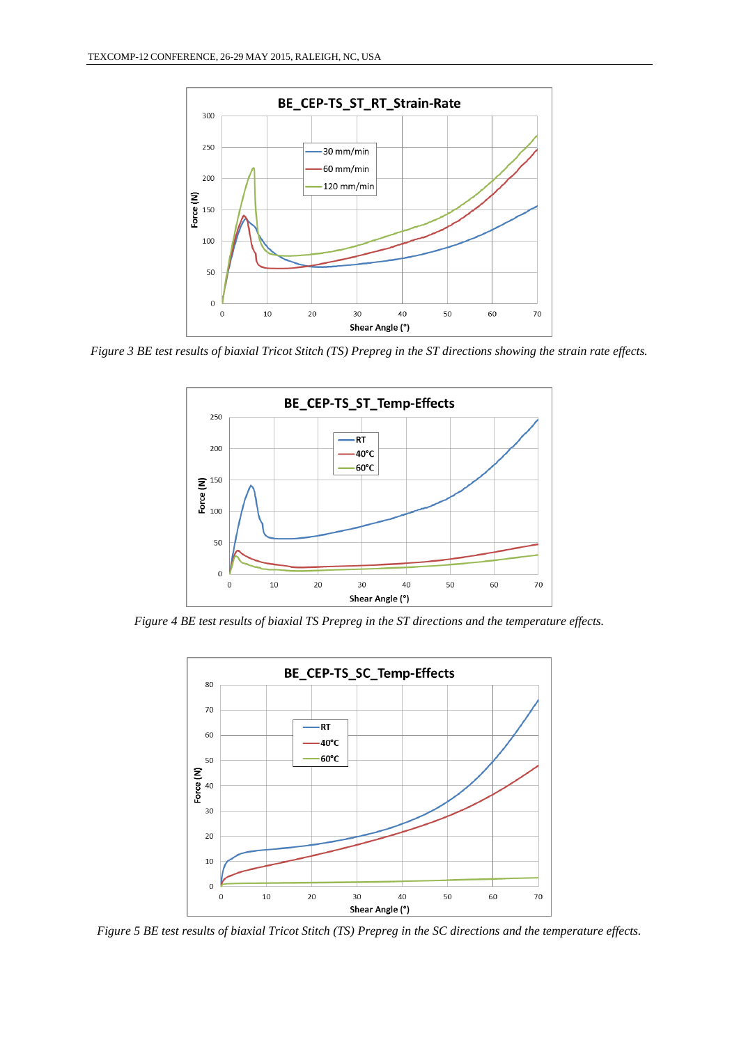*Figure 3 BE test results of biaxial Tricot Stitch (TS) Prepreg in the ST directions showing the strain rate effects.*

*Figure 4 BE test results of biaxial TS Prepreg in the ST directions and the temperature effects.*

*Figure 5 BE test results of biaxial Tricot Stitch (TS) Prepreg in the SC directions and the temperature effects.*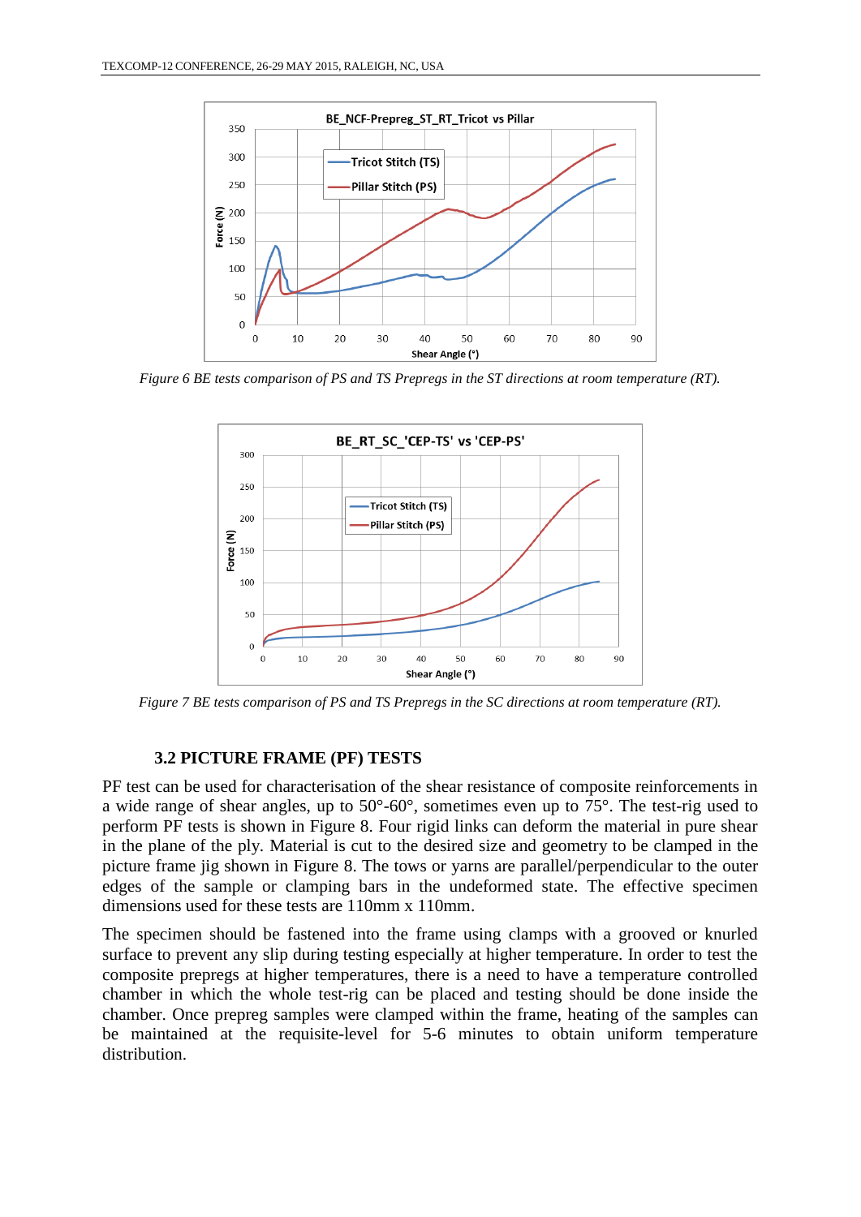Figure 6 BE tests comparison of PS and TS Prepregs in the ST directions at room temperature (RT).

Figure 7 BE tests comparison of PS and TS Prepregs in the SC directions at room temperature (RT).

### 3.2 PICTURE FRAME (PF) TESTS

PF test can be used for characterisation of the shear resistance of composite reinforcements in a wide range of shear angles, up to 50°-60°, sometimes even up to 75°. The test-rig used to perform PF tests is shown in Figure 8. Four rigid links can deform the material in pure shear in the plane of the ply. Material is cut to the desired size and geometry to be clamped in the picture frame jig shown in Figure 8. The tows or yarns are parallel/perpendicular to the outer edges of the sample or clamping bars in the undeformed state. The effective specimen dimensions used for these tests are 110mm x 110mm.

The specimen should be fastened into the frame using clamps with a grooved or knurled surface to prevent any slip during testing especially at higher temperature. In order to test the composite prepregs at higher temperatures, there is a need to have a temperature controlled chamber in which the whole test-rig can be placed and testing should be done inside the chamber. Once prepreg samples were clamped within the frame, heating of the samples can be maintained at the requisite-level for 5-6 minutes to obtain uniform temperature distribution.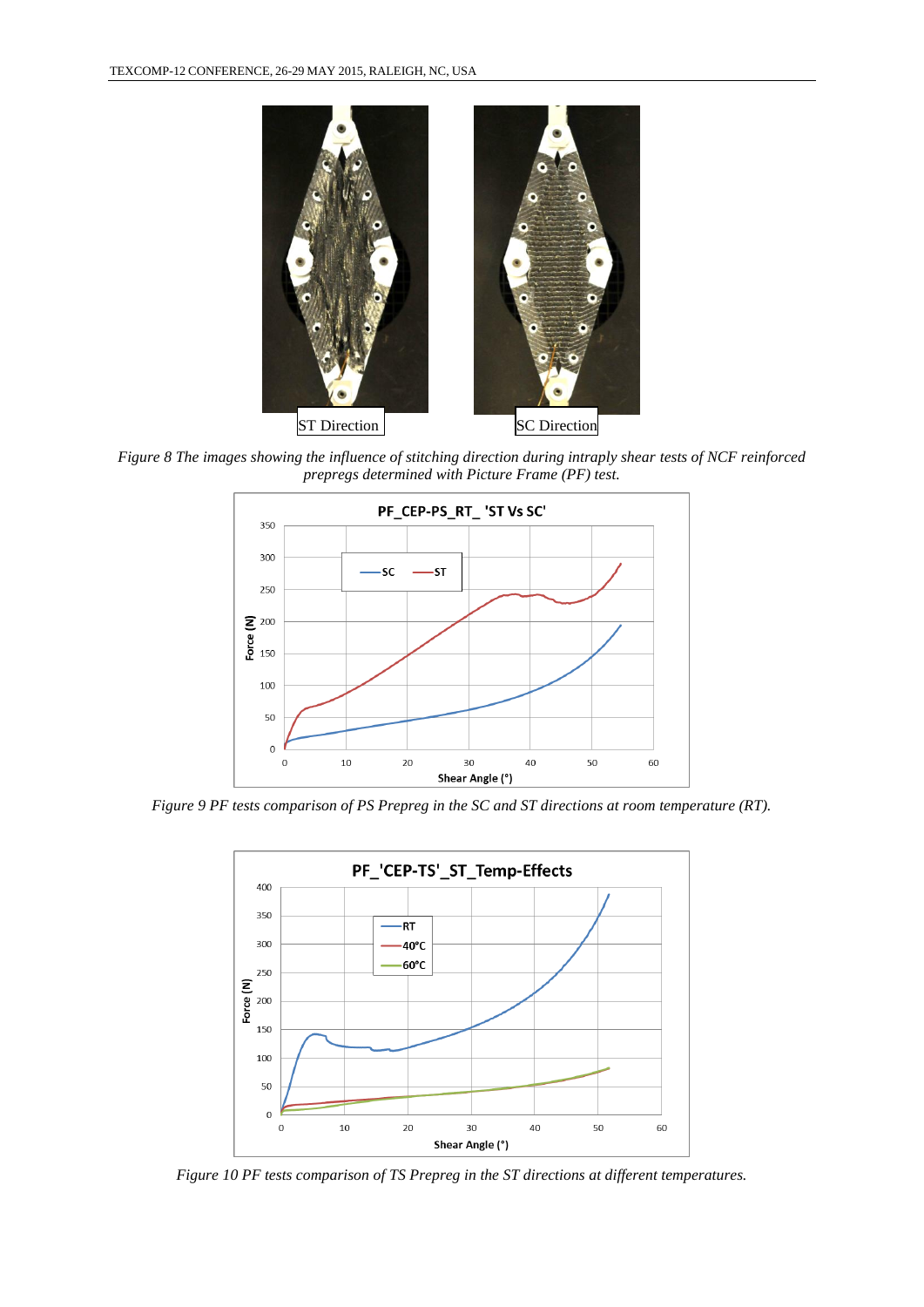*Figure 8 The images showing the influence of stitching direction during intraply shear tests of NCF reinforced prepregs determined with Picture Frame (PF) test.*

*Figure 9 PF tests comparison of PS Prepreg in the SC and ST directions at room temperature (RT).*

*Figure 10 PF tests comparison of TS Prepreg in the ST directions at different temperatures.*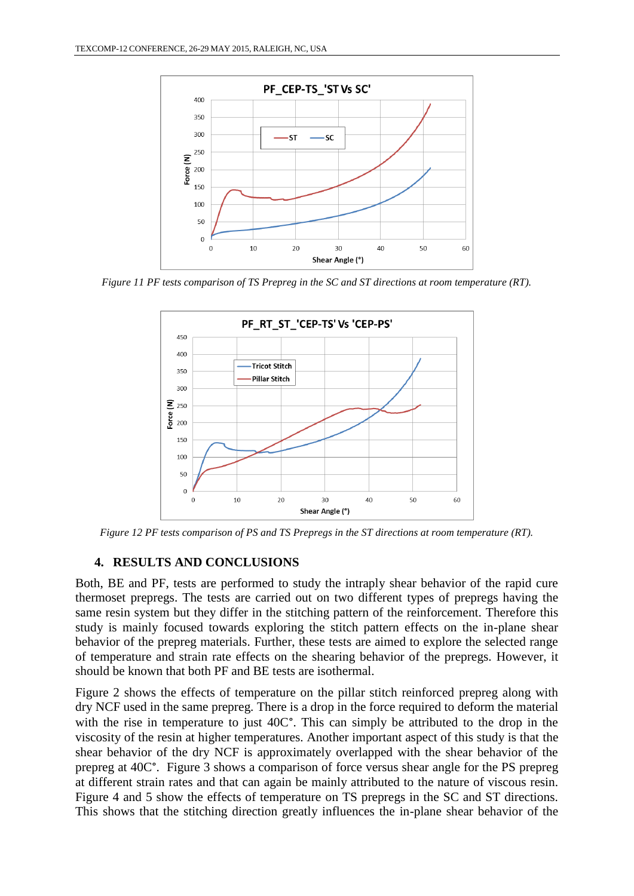*Figure 11 PF tests comparison of TS Prepreg in the SC and ST directions at room temperature (RT).*

*Figure 12 PF tests comparison of PS and TS Prepregs in the ST directions at room temperature (RT).*

## 4. RESULTS AND CONCLUSIONS

Both, BE and PF, tests are performed to study the intraply shear behavior of the rapid cure thermoset prepregs. The tests are carried out on two different types of prepregs having the same resin system but they differ in the stitching pattern of the reinforcement. Therefore this study is mainly focused towards exploring the stitch pattern effects on the in-plane shear behavior of the prepreg materials. Further, these tests are aimed to explore the selected range of temperature and strain rate effects on the shearing behavior of the prepregs. However, it should be known that both PF and BE tests are isothermal.

Figure 2 shows the effects of temperature on the pillar stitch reinforced prepreg along with dry NCF used in the same prepreg. There is a drop in the force required to deform the material with the rise in temperature to just 40C°. This can simply be attributed to the drop in the viscosity of the resin at higher temperatures. Another important aspect of this study is that the shear behavior of the dry NCF is approximately overlapped with the shear behavior of the prepreg at 40C°. Figure 3 shows a comparison of force versus shear angle for the PS prepreg at different strain rates and that can again be mainly attributed to the nature of viscous resin. Figure 4 and 5 show the effects of temperature on TS prepregs in the SC and ST directions. This shows that the stitching direction greatly influences the in-plane shear behavior of the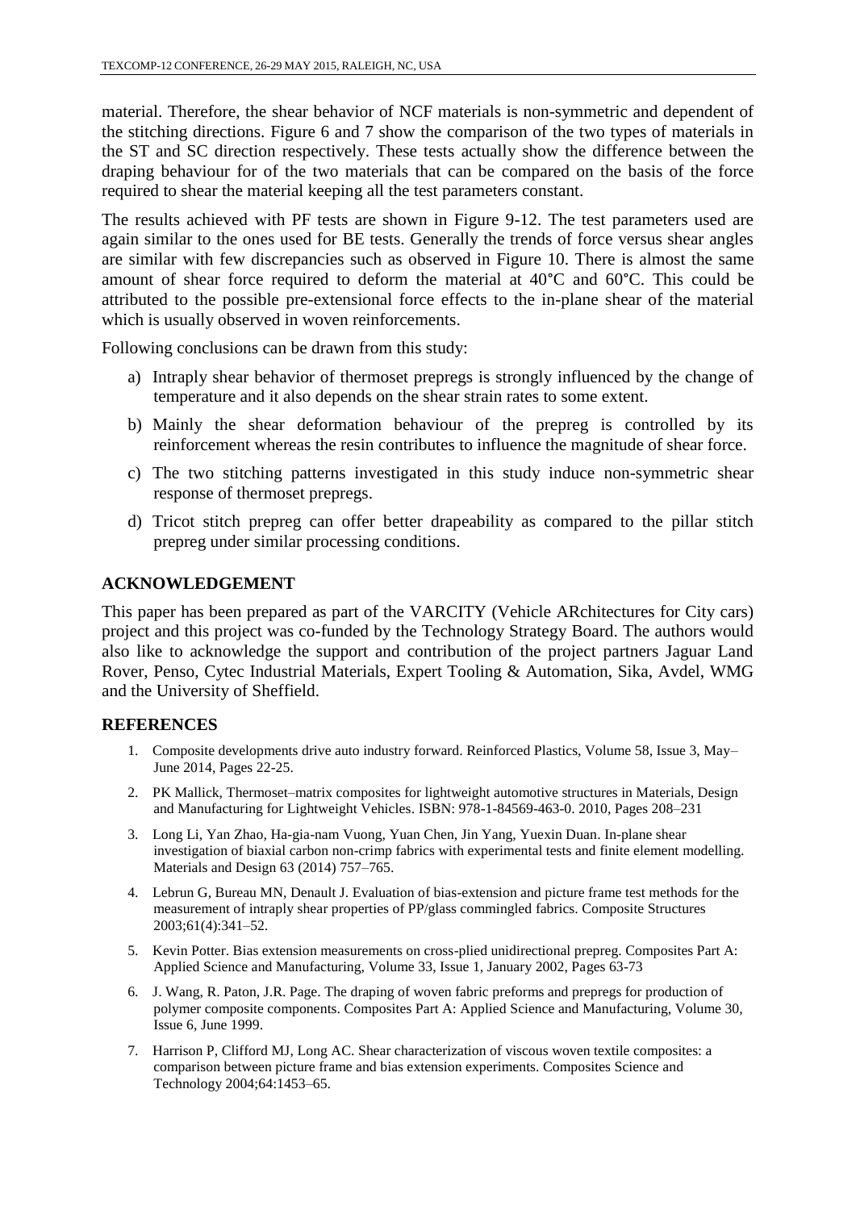material. Therefore, the shear behavior of NCF materials is non-symmetric and dependent of the stitching directions. Figure 6 and 7 show the comparison of the two types of materials in the ST and SC direction respectively. These tests actually show the difference between the draping behaviour for of the two materials that can be compared on the basis of the force required to shear the material keeping all the test parameters constant.

The results achieved with PF tests are shown in Figure 9-12. The test parameters used are again similar to the ones used for BE tests. Generally the trends of force versus shear angles are similar with few discrepancies such as observed in Figure 10. There is almost the same amount of shear force required to deform the material at 40°C and 60°C. This could be attributed to the possible pre-extensional force effects to the in-plane shear of the material which is usually observed in woven reinforcements.

Following conclusions can be drawn from this study:

a) Intraply shear behavior of thermoset prepregs is strongly influenced by the change of temperature and it also depends on the shear strain rates to some extent.

b) Mainly the shear deformation behaviour of the prepreg is controlled by its reinforcement whereas the resin contributes to influence the magnitude of shear force.

c) The two stitching patterns investigated in this study induce non-symmetric shear response of thermoset prepregs.

d) Tricot stitch prepreg can offer better drapeability as compared to the pillar stitch prepreg under similar processing conditions.

## ACKNOWLEDGEMENT

This paper has been prepared as part of the VARCITY (Vehicle ARchitectures for City cars) project and this project was co-funded by the Technology Strategy Board. The authors would also like to acknowledge the support and contribution of the project partners Jaguar Land Rover, Penso, Cytec Industrial Materials, Expert Tooling & Automation, Sika, Avdel, WMG and the University of Sheffield.

## REFERENCES

1. Composite developments drive auto industry forward. Reinforced Plastics, Volume 58, Issue 3, May–June 2014, Pages 22-25.
2. PK Mallick, Thermoset–matrix composites for lightweight automotive structures in Materials, Design and Manufacturing for Lightweight Vehicles. ISBN: 978-1-84569-463-0. 2010, Pages 208–231
3. Long Li, Yan Zhao, Ha-gia-nam Vuong, Yuan Chen, Jin Yang, Yuexin Duan. In-plane shear investigation of biaxial carbon non-crimp fabrics with experimental tests and finite element modelling. Materials and Design 63 (2014) 757–765.
4. Lebrun G, Bureau MN, Denault J. Evaluation of bias-extension and picture frame test methods for the measurement of intraply shear properties of PP/glass commingled fabrics. Composite Structures 2003;61(4):341–52.
5. Kevin Potter. Bias extension measurements on cross-plied unidirectional prepreg. Composites Part A: Applied Science and Manufacturing, Volume 33, Issue 1, January 2002, Pages 63-73
6. J. Wang, R. Paton, J.R. Page. The draping of woven fabric preforms and prepregs for production of polymer composite components. Composites Part A: Applied Science and Manufacturing, Volume 30, Issue 6, June 1999.
7. Harrison P, Clifford MJ, Long AC. Shear characterization of viscous woven textile composites: a comparison between picture frame and bias extension experiments. Composites Science and Technology 2004;64:1453–65.